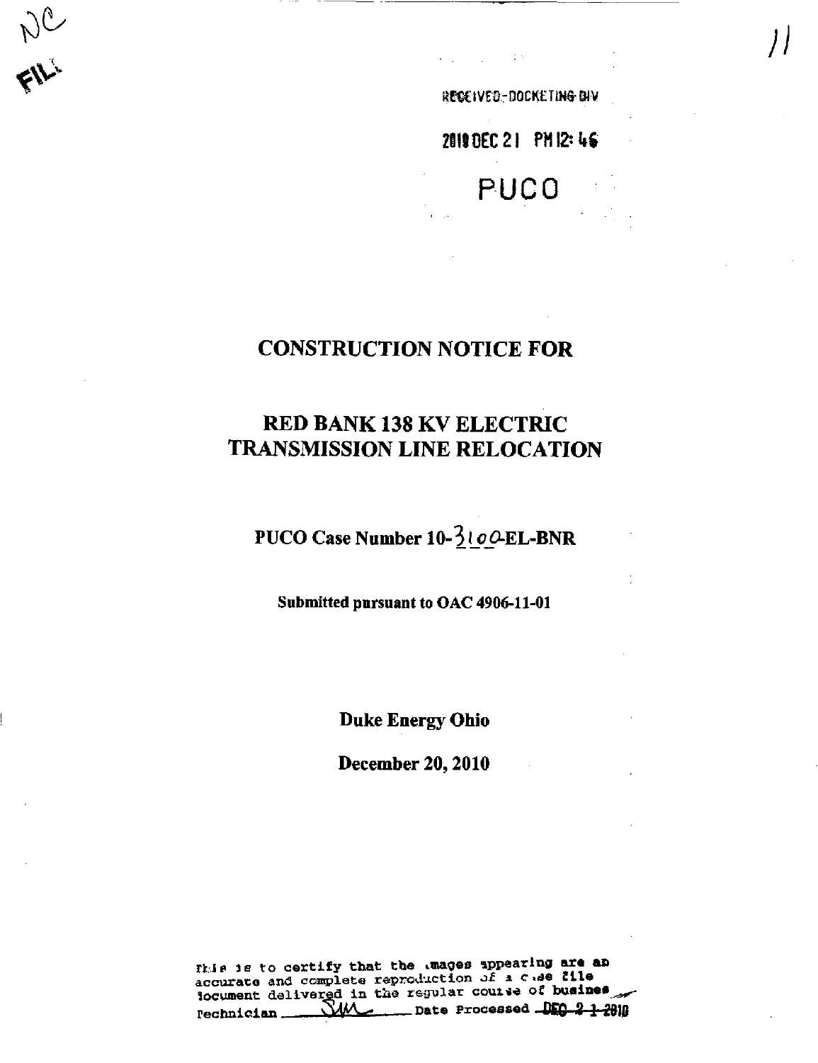RECEIVED-DOCKETING DIV

2010 DEC 21 PM 12:46

PUCO

# CONSTRUCTION NOTICE FOR

# RED BANK 138 KV ELECTRIC TRANSMISSION LINE RELOCATION

## PUCO Case Number 10-3100-EL-BNR

**Submitted pursuant to OAC 4906-11-01**

**Duke Energy Ohio**

**December 20, 2010**

This is to certify that the images appearing are an accurate and complete reproduction of a case file document delivered in the regular course of business. Technician SM Date Processed DEC 21 2010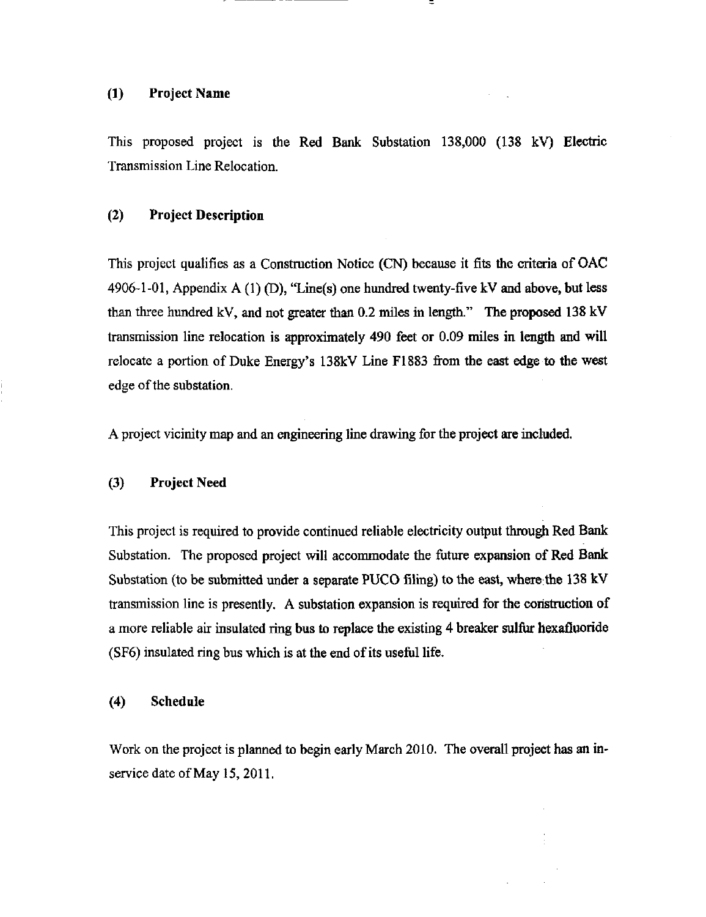## (1) Project Name

This proposed project is the Red Bank Substation 138,000 (138 kV) Electric Transmission Line Relocation.

## (2) Project Description

This project qualifies as a Construction Notice (CN) because it fits the criteria of OAC 4906-1-01, Appendix A (1) (D), "Line(s) one hundred twenty-five kV and above, but less than three hundred kV, and not greater than 0.2 miles in length." The proposed 138 kV transmission line relocation is approximately 490 feet or 0.09 miles in length and will relocate a portion of Duke Energy's 138kV Line F1883 from the east edge to the west edge of the substation.

A project vicinity map and an engineering line drawing for the project are included.

## (3) Project Need

This project is required to provide continued reliable electricity output through Red Bank Substation. The proposed project will accommodate the future expansion of Red Bank Substation (to be submitted under a separate PUCO filing) to the east, where the 138 kV transmission line is presently. A substation expansion is required for the construction of a more reliable air insulated ring bus to replace the existing 4 breaker sulfur hexafluoride ($SF_6$) insulated ring bus which is at the end of its useful life.

## (4) Schedule

Work on the project is planned to begin early March 2010. The overall project has an in-service date of May 15, 2011.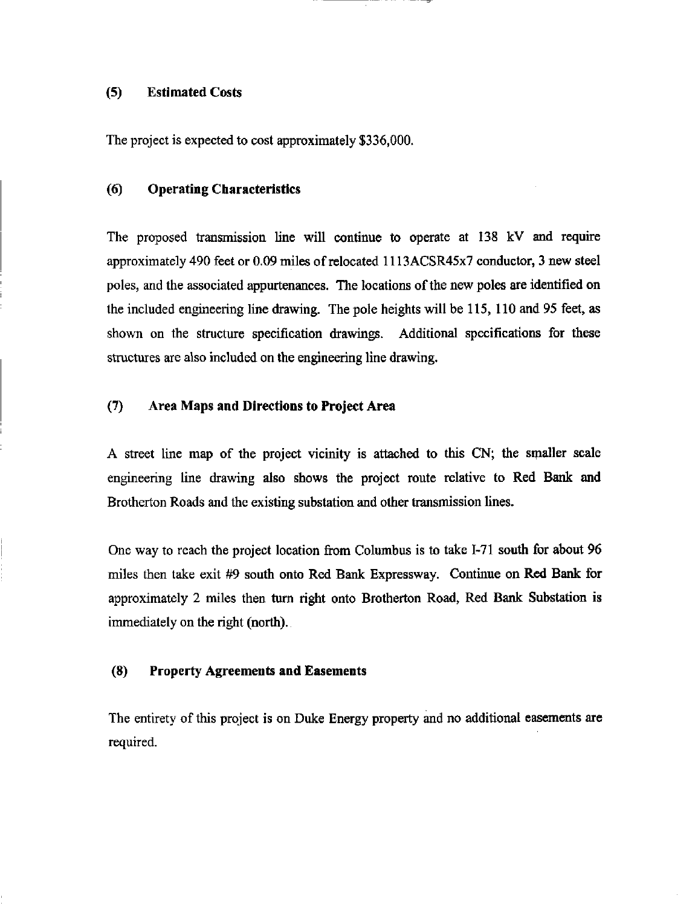## (5) Estimated Costs

The project is expected to cost approximately $336,000.

## (6) Operating Characteristics

The proposed transmission line will continue to operate at 138 kV and require approximately 490 feet or 0.09 miles of relocated 1113ACSR45x7 conductor, 3 new steel poles, and the associated appurtenances. The locations of the new poles are identified on the included engineering line drawing. The pole heights will be 115, 110 and 95 feet, as shown on the structure specification drawings. Additional specifications for these structures are also included on the engineering line drawing.

## (7) Area Maps and Directions to Project Area

A street line map of the project vicinity is attached to this CN; the smaller scale engineering line drawing also shows the project route relative to Red Bank and Brotherton Roads and the existing substation and other transmission lines.

One way to reach the project location from Columbus is to take I-71 south for about 96 miles then take exit #9 south onto Red Bank Expressway. Continue on Red Bank for approximately 2 miles then turn right onto Brotherton Road, Red Bank Substation is immediately on the right (north).

## (8) Property Agreements and Easements

The entirety of this project is on Duke Energy property and no additional easements are required.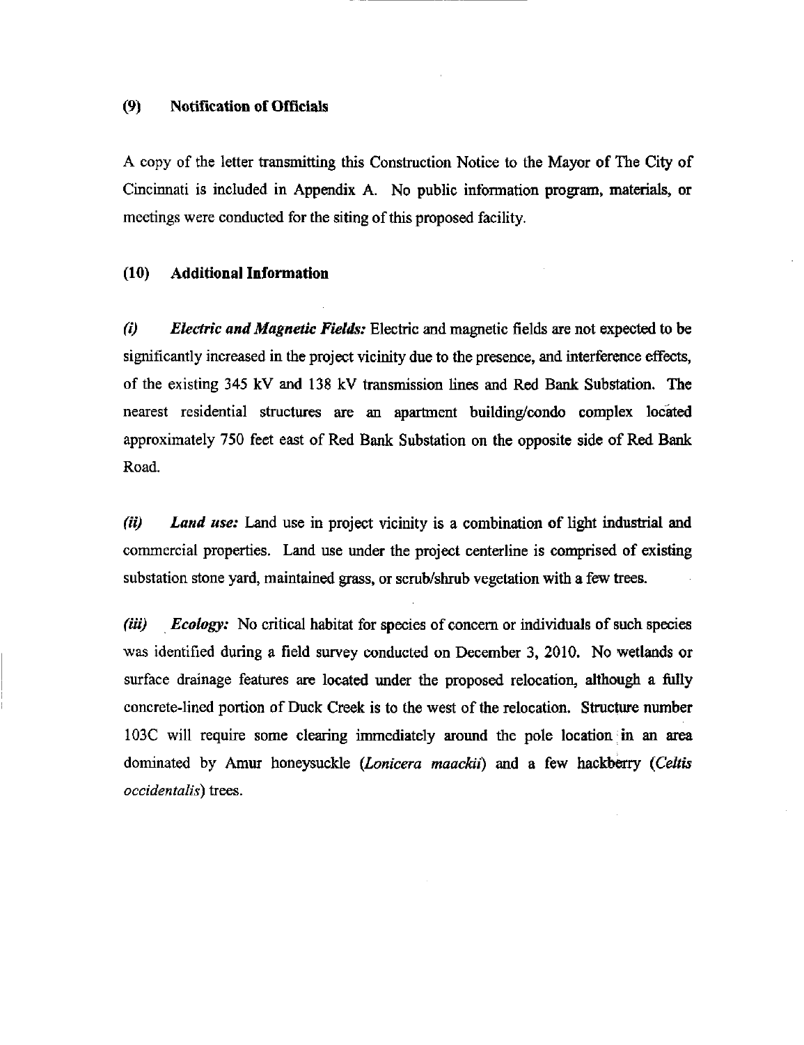### (9) Notification of Officials

A copy of the letter transmitting this Construction Notice to the Mayor of The City of Cincinnati is included in Appendix A. No public information program, materials, or meetings were conducted for the siting of this proposed facility.

### (10) Additional Information

***(i) Electric and Magnetic Fields:*** Electric and magnetic fields are not expected to be significantly increased in the project vicinity due to the presence, and interference effects, of the existing 345 kV and 138 kV transmission lines and Red Bank Substation. The nearest residential structures are an apartment building/condo complex located approximately 750 feet east of Red Bank Substation on the opposite side of Red Bank Road.

***(ii) Land use:*** Land use in project vicinity is a combination of light industrial and commercial properties. Land use under the project centerline is comprised of existing substation stone yard, maintained grass, or scrub/shrub vegetation with a few trees.

***(iii) Ecology:*** No critical habitat for species of concern or individuals of such species was identified during a field survey conducted on December 3, 2010. No wetlands or surface drainage features are located under the proposed relocation, although a fully concrete-lined portion of Duck Creek is to the west of the relocation. Structure number 103C will require some clearing immediately around the pole location in an area dominated by Amur honeysuckle (*Lonicera maackii*) and a few hackberry (*Celtis occidentalis*) trees.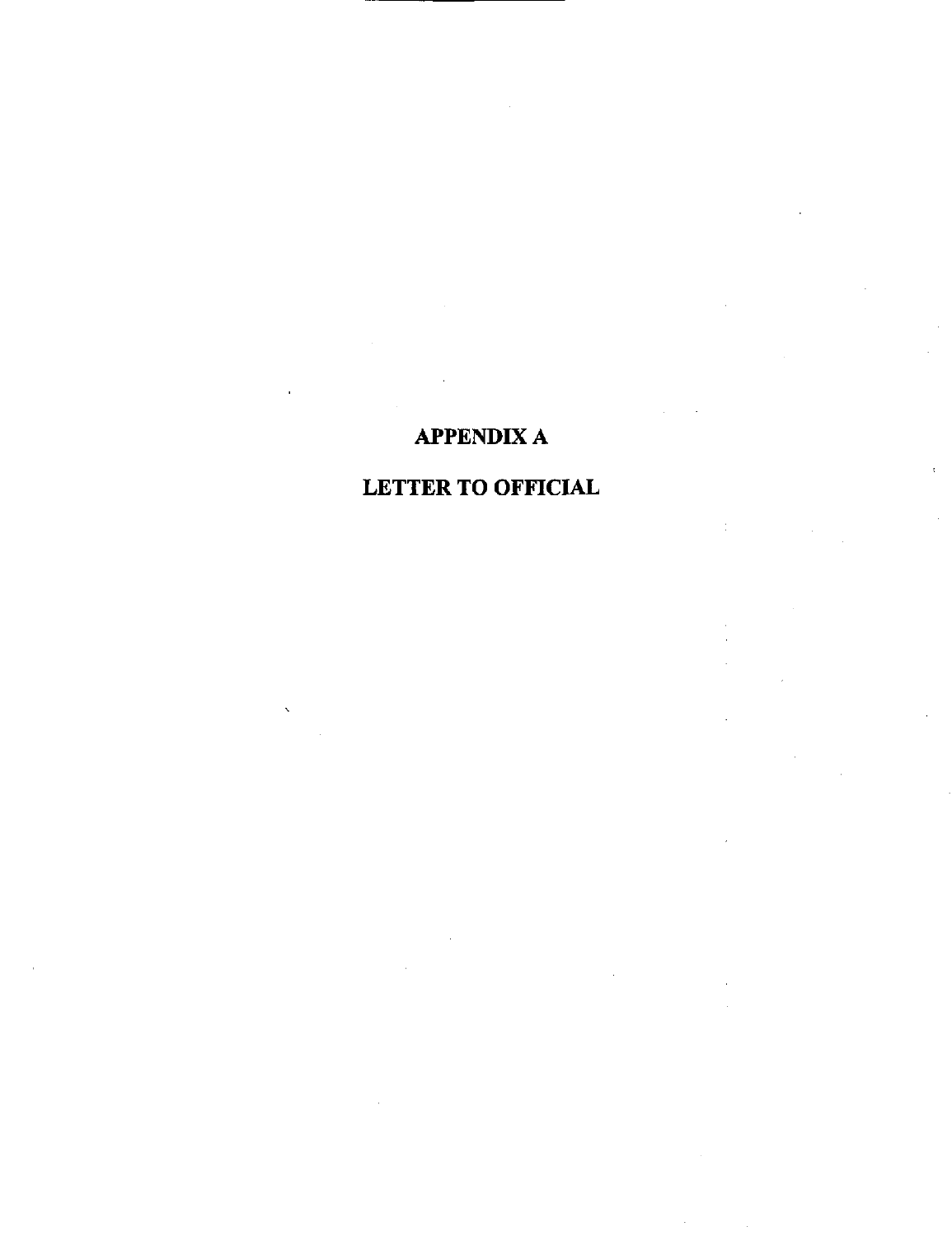# APPENDIX A

# LETTER TO OFFICIAL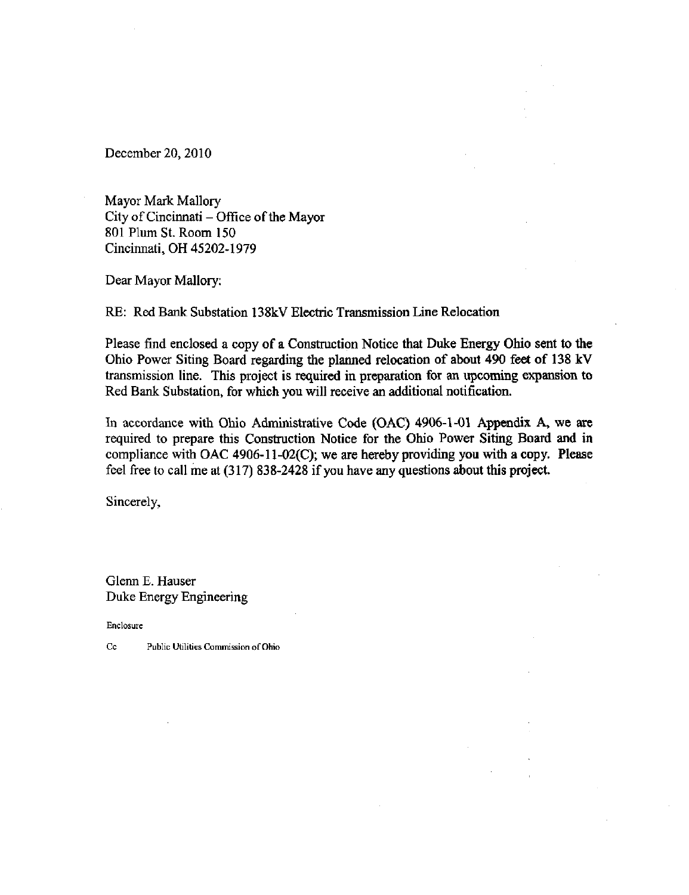December 20, 2010

Mayor Mark Mallory
City of Cincinnati – Office of the Mayor
801 Plum St. Room 150
Cincinnati, OH 45202-1979

Dear Mayor Mallory:

RE: Red Bank Substation 138kV Electric Transmission Line Relocation

Please find enclosed a copy of a Construction Notice that Duke Energy Ohio sent to the Ohio Power Siting Board regarding the planned relocation of about 490 feet of 138 kV transmission line. This project is required in preparation for an upcoming expansion to Red Bank Substation, for which you will receive an additional notification.

In accordance with Ohio Administrative Code (OAC) 4906-1-01 Appendix A, we are required to prepare this Construction Notice for the Ohio Power Siting Board and in compliance with OAC 4906-11-02(C); we are hereby providing you with a copy. Please feel free to call me at (317) 838-2428 if you have any questions about this project.

Sincerely,

Glenn E. Hauser
Duke Energy Engineering

Enclosure

Cc Public Utilities Commission of Ohio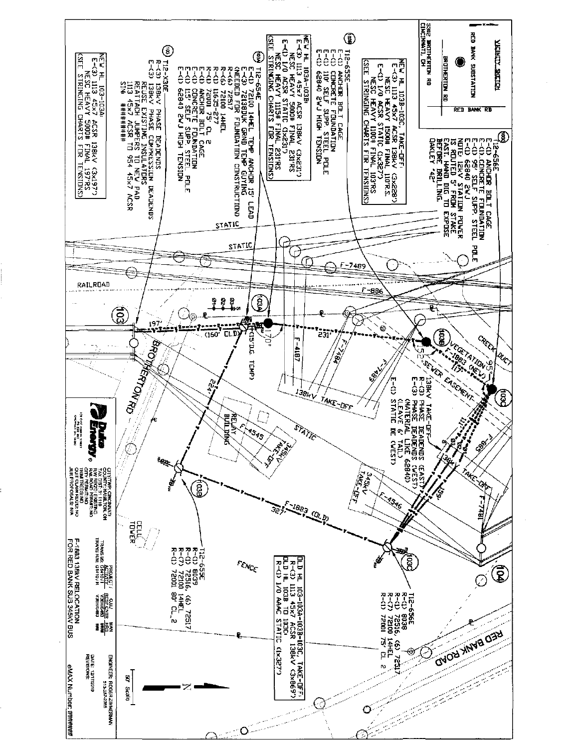VICINITY SKETCH

RED BANK SUBSTATION

BROTHERTON RD

RED BANK RD

5382 BROTHERTON RD
CINCINNATI, OH

(103C) T12-655E
E-(1) ANCHOR BOLT CAGE
E-(1) CONCRETE FOUNDATION
E-(1) 110' SELF SUPP. STEEL POLE
E-(1) 62840 2WJ HIGH TENSION

NEW HL 103B-103C, TAKE-OFF:
E-(3) 1113 45x7 ACSR 138kV (3x228')
NESC HEAVY 1500# FINAL 110'R.S.
E-(1) 1/0 ACSR STATIC (1x327')
NESC HEAVY 1100# FINAL 103'RS
(SEE STRINGING CHARTS FOR TENSIONS)

(103B) T12-656E
E-(1) ANCHOR BOLT CAGE
E-(1) CONCRETE FOUNDATION
E-(1) 95' SELF SUPP. STEEL POLE
E-(1) 62840 2WJ
NOTE: 12KV STATION POWER IS ROUTED 5' FROM STAKE
EAST. HAND DIG TO EXPOSE BEFORE DRILLING.
OAKLEY 42"

(103A) T12-654E
E-(3) 72100 14HEL TEMP ANCHOR 15' LEAD
E-(3) 72138DUK GRND TEMP GUYING
(NEEDED FOR FOUNDATION CONSTRUCTION)
R-(6) 72517
R-(6) 72100 14HEL
R-(6) 11635-27
R-(1) 72001 75' CL 2
E-(1) ANCHOR BOLT CAGE
E-(1) CONCRETE FOUNDATION
E-(1) 115' SELF SUPP. STEEL POLE
E-(1) 62840 2WJ HIGH TENSION

NEW HL 103A-103B:
E-(3) 1113 45x7 ACSR 138kV (3x231')
NESC HEAVY 5000# FINAL 231'RS
E-(1) 1/0 ACSR STATIC (1x231')
NESC HEAVY 1115# FINAL 231'RS
(SEE STRINGING CHARTS FOR TENSIONS)

(103) T12-X30E
R-(3) 138kV PHASE DEADENDS
E-(3) 138kV PHASE COMPRESSION DEADENDS
REUSE EXISTING INSULATORS
REATTACH JUMPERS TO NEW PAD
1113 45x7 ACSR TO 954 45x7 ACSR
STN: ########

NEW HL 103-103A:
E-(3) 1113 45x7 ACSR 138kV (3x197')
NESC HEAVY 5000# FINAL 197'RS
(SEE STRINGING CHARTS FOR TENSIONS)

138kV TAKE-OFF
R-(3) PHASE DEADENDS (EAST)
E-(3) PHASE DEADENDS (WEST)
(MATERIAL LIKE 62840)
(LEAVE 6' TAIL)
E-(1) STATIC DE (WEST)

(103C) T12-656E
R-(1) 8038
R-(1) 72516, (6) 72517
R-(7) 72100 14HEL
R-(1) 72001 75' CL 2

OLD HL 103-103A-103B-103C, TAKE-OFF:
R-(3) 1113 45x7 ACSR 138kV (3x869')
OLD HL 103B TO 103C:
R-(1) 1/0 AAAC STATIC (1x327')

(103B) T12-655E
R-(1) 8039
R-(1) 72516, (6) 72517
R-(7) 72100 14HEL
R-(1) 72001 80' CL 2

STATIC — RAILROAD — F-7489 — F-886 — F-4187 — F-7484 — F-7489 — CREEK — DUCT — VEGETATION — SEWER EASEMENT — F-1883 (NEW) — 138kV TAKE-OFF — F-885 — 138KV TAKE-OFF — F-7481 — RELAY BUILDING — F-4545 — 345kV TAKE-OFF — F-4546 — F-1883 (OLD) — FENCE — CELL TOWER — BROTHERTON RD — RED BANK ROAD

197' — (150' OLD) — 231' — 117' — 111' — 159' — 224' — 327' — 170° — 152° — 95° — (15' D.G. TEMP)

(103) (103A) (103B) (103C) (104)

Duke Energy

CITY/TWP: CINCINNATI
COUNTY: HAMILTON, OH
TAX DIST.: 31 1110
R/W REQD: EXISTING
RAILROAD PERMIT: NO
CITY PERMIT: NO
TRIM TREES: NO
QUIT CLAIM: NO
JURIS PROPOSALS: N/A

TRANS WR: G1410Y1
TRANS R/W: G1410Y/R

PROJECT/ACTIVITY: V38H16483
CIAC RESPONSE: V38H16483
MAN HRS: ####

ENGINEER: ROGER ZIMMERMAN
513-287-2366
DATE: 12/17/2019
REVISIONS:

50' Scale

N

F-1883 138kV RELOCATION
FOR RED BANK SUB 345kV BUS

eMAX Number: ########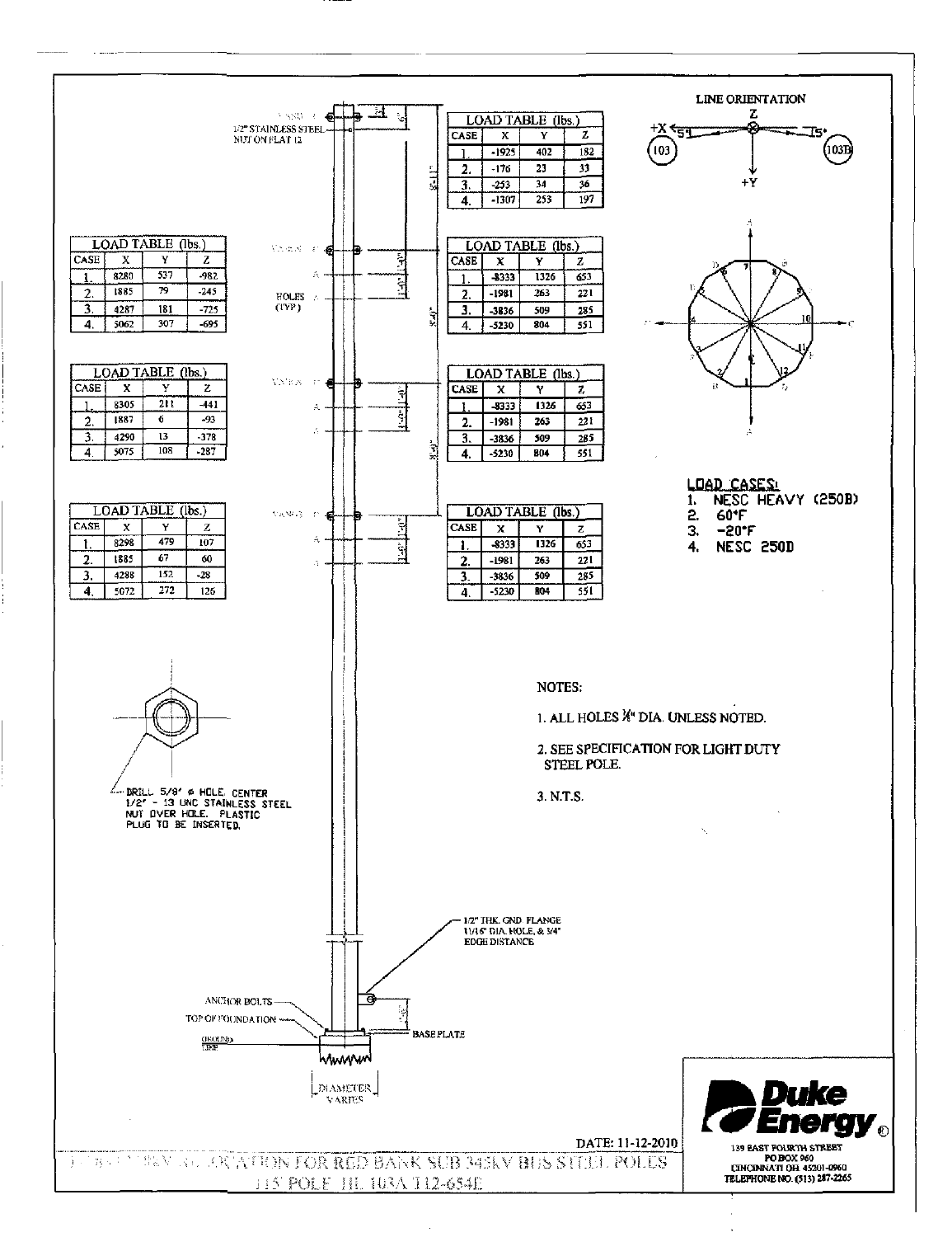**LINE ORIENTATION**

Z, +X, +Y, 5°, 5°, 103, 103B

| LOAD TABLE (lbs.) | | | |
|---|---|---|---|
| CASE | X | Y | Z |
| 1. | -1925 | 402 | 182 |
| 2. | -176 | 23 | 33 |
| 3. | -253 | 34 | 36 |
| 4. | -1307 | 253 | 197 |

1/2" STAINLESS STEEL NUT ON FLAT 12

| LOAD TABLE (lbs.) | | | |
|---|---|---|---|
| CASE | X | Y | Z |
| 1. | 8280 | 537 | -982 |
| 2. | 1885 | 79 | -245 |
| 3. | 4287 | 181 | -725 |
| 4. | 5062 | 307 | -695 |

| LOAD TABLE (lbs.) | | | |
|---|---|---|---|
| CASE | X | Y | Z |
| 1. | -8333 | 1326 | 653 |
| 2. | -1981 | 263 | 221 |
| 3. | -3836 | 509 | 285 |
| 4. | -5230 | 804 | 551 |

HOLES (TYP.)

| LOAD TABLE (lbs.) | | | |
|---|---|---|---|
| CASE | X | Y | Z |
| 1. | 8305 | 211 | -441 |
| 2. | 1887 | 6 | -93 |
| 3. | 4290 | 13 | -378 |
| 4. | 5075 | 108 | -287 |

| LOAD TABLE (lbs.) | | | |
|---|---|---|---|
| CASE | X | Y | Z |
| 1. | -8333 | 1326 | 653 |
| 2. | -1981 | 263 | 221 |
| 3. | -3836 | 509 | 285 |
| 4. | -5230 | 804 | 551 |

| LOAD TABLE (lbs.) | | | |
|---|---|---|---|
| CASE | X | Y | Z |
| 1. | 8298 | 479 | 107 |
| 2. | 1885 | 67 | 60 |
| 3. | 4288 | 152 | -28 |
| 4. | 5072 | 272 | 126 |

| LOAD TABLE (lbs.) | | | |
|---|---|---|---|
| CASE | X | Y | Z |
| 1. | -8333 | 1326 | 653 |
| 2. | -1981 | 263 | 221 |
| 3. | -3836 | 509 | 285 |
| 4. | -5230 | 804 | 551 |

**LOAD CASES:**

1. NESC HEAVY (250B)
2. 60°F
3. -20°F
4. NESC 250D

DRILL 5/8" ∅ HOLE. CENTER 1/2" - 13 UNC STAINLESS STEEL NUT OVER HOLE. PLASTIC PLUG TO BE INSERTED.

NOTES:

1. ALL HOLES ¾" DIA. UNLESS NOTED.
2. SEE SPECIFICATION FOR LIGHT DUTY STEEL POLE.
3. N.T.S.

1/2" THK. GND FLANGE 11/16" DIA. HOLE, & 3/4" EDGE DISTANCE

ANCHOR BOLTS

TOP OF FOUNDATION

GROUND LINE

BASE PLATE

DIAMETER VARIES

DATE: 11-12-2010

LOCATION FOR RED BANK SUB 345KV BUS STEEL POLES

115' POLE HL 103A T12-654E

**Duke Energy**

139 EAST FOURTH STREET
PO BOX 960
CINCINNATI OH 45201-0960
TELEPHONE NO. (513) 287-2265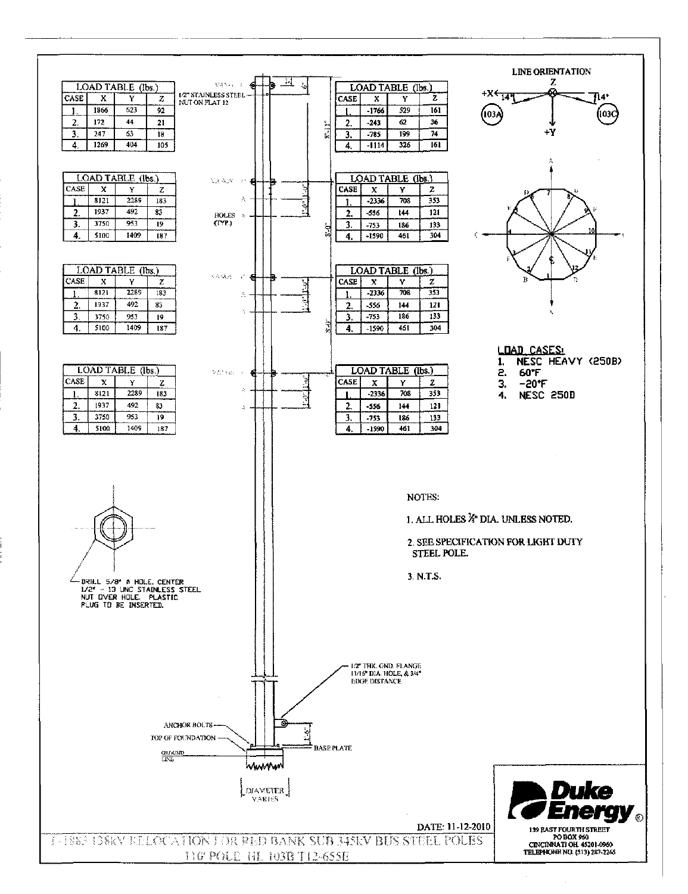**LINE ORIENTATION**

Z, +X, +Y, 14°, 14°, 103A, 103C

| LOAD TABLE (lbs.) | | | |
|---|---|---|---|
| CASE | X | Y | Z |
| 1. | 1866 | 523 | 92 |
| 2. | 172 | 44 | 21 |
| 3. | 247 | 63 | 18 |
| 4. | 1269 | 404 | 105 |

1/2" STAINLESS STEEL NUT ON FLAT 12

| LOAD TABLE (lbs.) | | | |
|---|---|---|---|
| CASE | X | Y | Z |
| 1. | -1766 | 529 | 161 |
| 2. | -243 | 62 | 36 |
| 3. | -785 | 199 | 74 |
| 4. | -1114 | 326 | 161 |

| LOAD TABLE (lbs.) | | | |
|---|---|---|---|
| CASE | X | Y | Z |
| 1. | 8121 | 2289 | 183 |
| 2. | 1937 | 492 | 83 |
| 3. | 3750 | 953 | 19 |
| 4. | 5100 | 1409 | 187 |

HOLES (TYP.)

| LOAD TABLE (lbs.) | | | |
|---|---|---|---|
| CASE | X | Y | Z |
| 1. | -2336 | 708 | 353 |
| 2. | -556 | 144 | 121 |
| 3. | -753 | 186 | 133 |
| 4. | -1590 | 461 | 304 |

| LOAD TABLE (lbs.) | | | |
|---|---|---|---|
| CASE | X | Y | Z |
| 1. | 8121 | 2289 | 183 |
| 2. | 1937 | 492 | 83 |
| 3. | 3750 | 953 | 19 |
| 4. | 5100 | 1409 | 187 |

| LOAD TABLE (lbs.) | | | |
|---|---|---|---|
| CASE | X | Y | Z |
| 1. | -2336 | 708 | 353 |
| 2. | -556 | 144 | 121 |
| 3. | -753 | 186 | 133 |
| 4. | -1590 | 461 | 304 |

| LOAD TABLE (lbs.) | | | |
|---|---|---|---|
| CASE | X | Y | Z |
| 1. | 8121 | 2289 | 183 |
| 2. | 1937 | 492 | 83 |
| 3. | 3750 | 953 | 19 |
| 4. | 5100 | 1409 | 187 |

| LOAD TABLE (lbs.) | | | |
|---|---|---|---|
| CASE | X | Y | Z |
| 1. | -2336 | 708 | 353 |
| 2. | -556 | 144 | 121 |
| 3. | -753 | 186 | 133 |
| 4. | -1590 | 461 | 304 |

**LOAD CASES:**

1. NESC HEAVY (250B)
2. 60°F
3. -20°F
4. NESC 250D

DRILL 5/8" Ø HOLE. CENTER 1/2" - 13 UNC STAINLESS STEEL NUT OVER HOLE. PLASTIC PLUG TO BE INSERTED.

NOTES:

1. ALL HOLES ⅞" DIA. UNLESS NOTED.
2. SEE SPECIFICATION FOR LIGHT DUTY STEEL POLE.
3. N.T.S.

1/2" THK. GND. FLANGE 11/16" DIA. HOLE, & 3/4" EDGE DISTANCE

ANCHOR BOLTS

TOP OF FOUNDATION

GROUND LINE

BASE PLATE

DIAMETER VARIES

DATE: 11-12-2010

**Duke Energy**

139 EAST FOURTH STREET
PO BOX 960
CINCINNATI OH 45201-0960
TELEPHONE NO. (513) 287-2265

F-1883 138KV RELOCATION FOR RED BANK SUB 345KV BUS STEEL POLES

110' POLE GL 103B T12-655E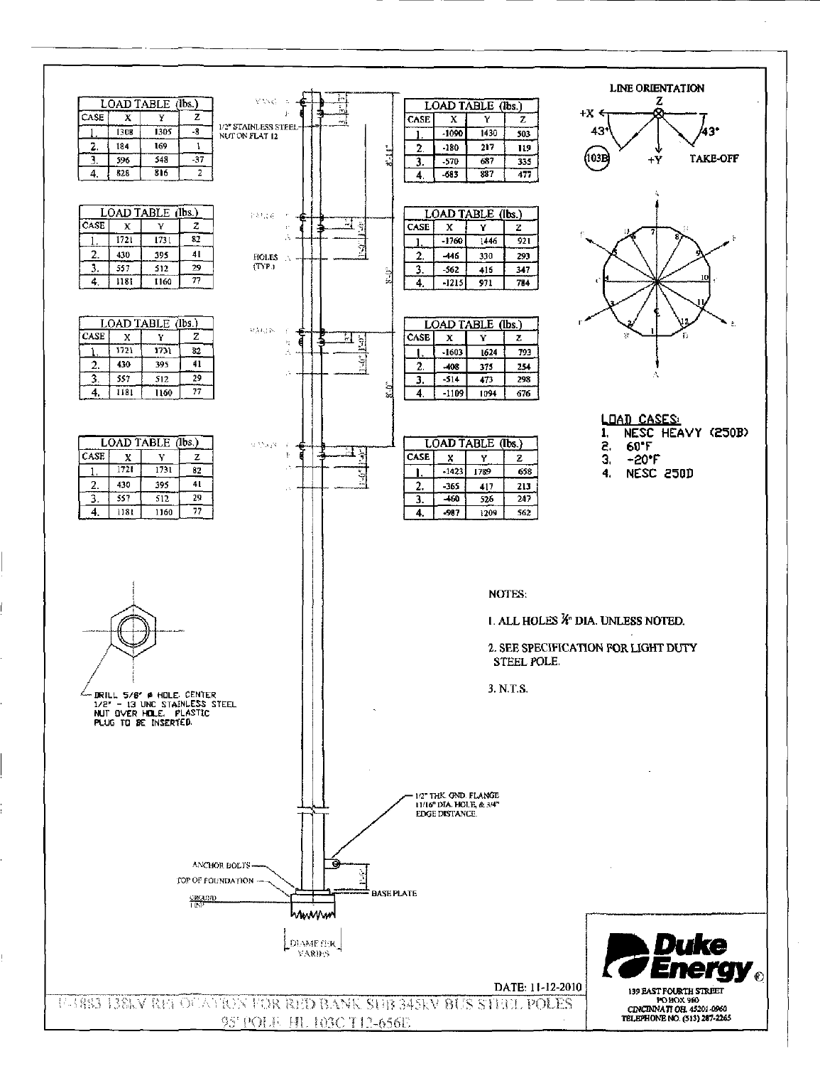## LOAD TABLE (lbs.)

| CASE | X | Y | Z |
|---|---|---|---|
| 1. | 1308 | 1305 | -8 |
| 2. | 184 | 169 | 1 |
| 3. | 596 | 548 | -37 |
| 4. | 828 | 816 | 2 |

## LOAD TABLE (lbs.)

| CASE | X | Y | Z |
|---|---|---|---|
| 1. | -1090 | 1430 | 503 |
| 2. | -180 | 217 | 119 |
| 3. | -570 | 687 | 335 |
| 4. | -683 | 887 | 477 |

## LOAD TABLE (lbs.)

| CASE | X | Y | Z |
|---|---|---|---|
| 1. | 1721 | 1731 | 82 |
| 2. | 430 | 395 | 41 |
| 3. | 557 | 512 | 29 |
| 4. | 1181 | 1160 | 77 |

## LOAD TABLE (lbs.)

| CASE | X | Y | Z |
|---|---|---|---|
| 1. | -1760 | 1446 | 921 |
| 2. | -446 | 330 | 293 |
| 3. | -562 | 416 | 347 |
| 4. | -1215 | 971 | 784 |

## LOAD TABLE (lbs.)

| CASE | X | Y | Z |
|---|---|---|---|
| 1. | 1721 | 1731 | 82 |
| 2. | 430 | 395 | 41 |
| 3. | 557 | 512 | 29 |
| 4. | 1181 | 1160 | 77 |

## LOAD TABLE (lbs.)

| CASE | X | Y | Z |
|---|---|---|---|
| 1. | -1603 | 1624 | 793 |
| 2. | -408 | 375 | 254 |
| 3. | -514 | 473 | 298 |
| 4. | -1109 | 1094 | 676 |

## LOAD TABLE (lbs.)

| CASE | X | Y | Z |
|---|---|---|---|
| 1. | 1721 | 1731 | 82 |
| 2. | 430 | 395 | 41 |
| 3. | 557 | 512 | 29 |
| 4. | 1181 | 1160 | 77 |

## LOAD TABLE (lbs.)

| CASE | X | Y | Z |
|---|---|---|---|
| 1. | -1423 | 1789 | 658 |
| 2. | -365 | 417 | 213 |
| 3. | -460 | 526 | 247 |
| 4. | -987 | 1209 | 562 |

1/2" STAINLESS STEEL NUT ON FLAT 12

HOLES (TYP.)

8'-11"

8'-0"

8'-0"

LINE ORIENTATION

+X, Z, +Y, 43°, 43°, TAKE-OFF, 103B

LOAD CASES:

1. NESC HEAVY (250B)
2. 60°F
3. -20°F
4. NESC 250D

DRILL 5/8" ø HOLE. CENTER 1/2" - 13 UNC STAINLESS STEEL NUT OVER HOLE. PLASTIC PLUG TO BE INSERTED.

NOTES:

1. ALL HOLES ¾" DIA. UNLESS NOTED.
2. SEE SPECIFICATION FOR LIGHT DUTY STEEL POLE.
3. N.T.S.

1/2" THK. GND. FLANGE 11/16" DIA. HOLE, & 3/4" EDGE DISTANCE

ANCHOR BOLTS

TOP OF FOUNDATION

GROUND LINE

BASE PLATE

DIAMETER VARIES

DATE: 11-12-2010

Duke Energy
139 EAST FOURTH STREET
PO BOX 960
CINCINNATI OH. 45201-0960
TELEPHONE NO. (513) 287-2265

138KV RELOCATION FOR RED BANK SUB 345KV BUS STEEL POLES
95' POLE HL 103C T12-656E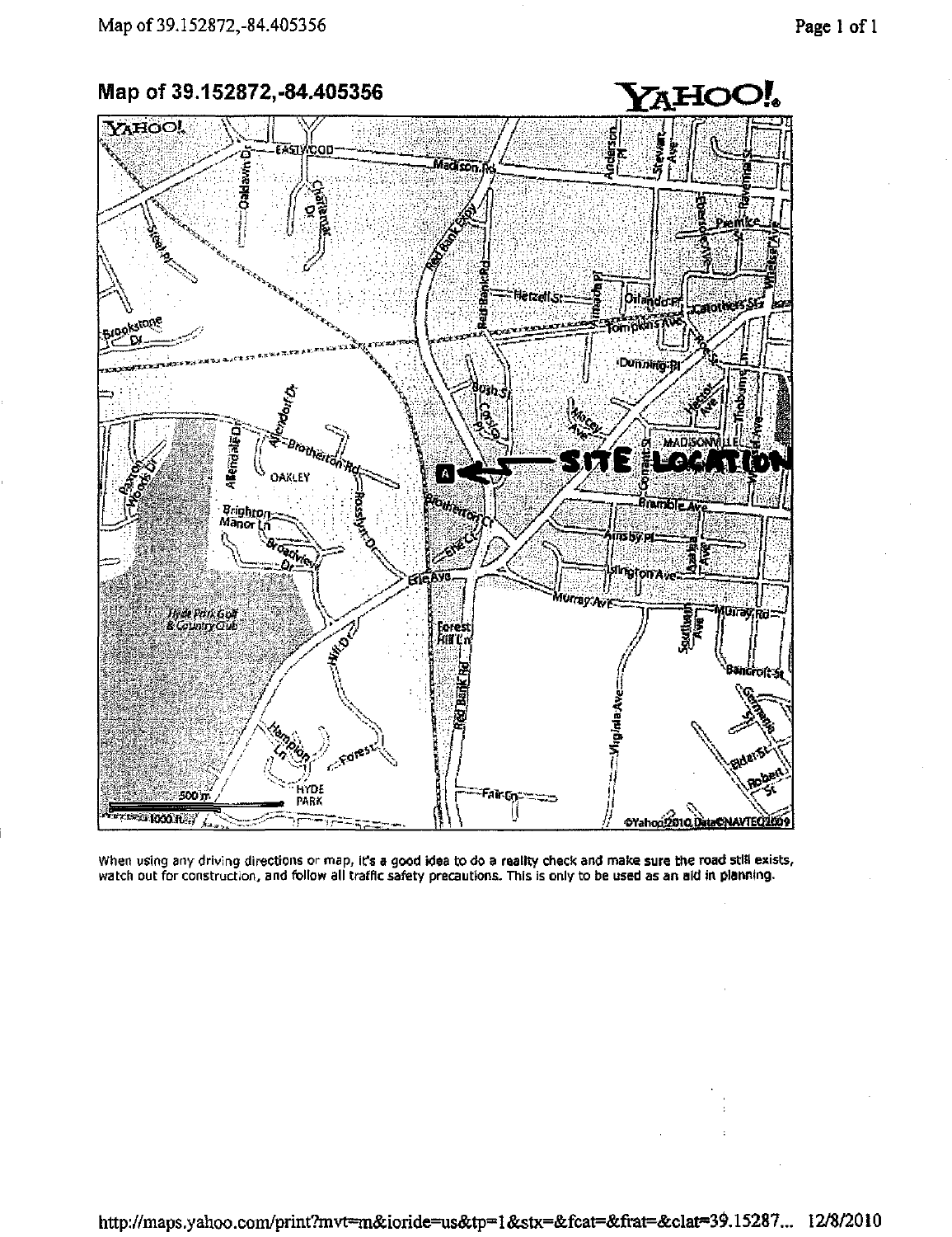# Map of 39.152872,-84.405356

YAHOO!

YAHOO!

EASTWOOD

Madison Rd

Oakdavin Dr

Charlemar Dr

Steel Pl

Brookstone Dr

Red Bank Expy

Red Bank Rd

Hetzell St

Anderson Pl

Stewart Ave

Ravenna St

Prentice

Orlando Pl

Carothers St

Tompkins Ave

Dunning Pl

Bush St

Corsica Pl

Allendorf Dr

Allendale Dr

Brotherton Rd

OAKLEY

Rosslyn Dr

Matson Ave

MADISONVILLE

Conant St

Bramble Ave

Amsby Pl

Islington Ave

SITE LOCATION

Brotherton Ct

Erie Ct

Brighton Manor Ln

Broadview Dr

Erie Ave

Murray Ave

Murray Rd

Hyde Park Golf & Country Club

Hill Dr

Forest Hill Ln

Red Bank Rd

Virginia Ave

Southern Ave

Bancroft St

Germania

Elder St

Robert St

Hampton Ln

Forest

HYDE PARK

Fair Ln

500 m

1000 ft

©Yahoo! 2010 Data©NAVTEQ2009

When using any driving directions or map, it's a good idea to do a reality check and make sure the road still exists, watch out for construction, and follow all traffic safety precautions. This is only to be used as an aid in planning.

http://maps.yahoo.com/print?mvt=m&ioride=us&tp=1&stx=&fcat=&frat=&clat=39.15287... 12/8/2010